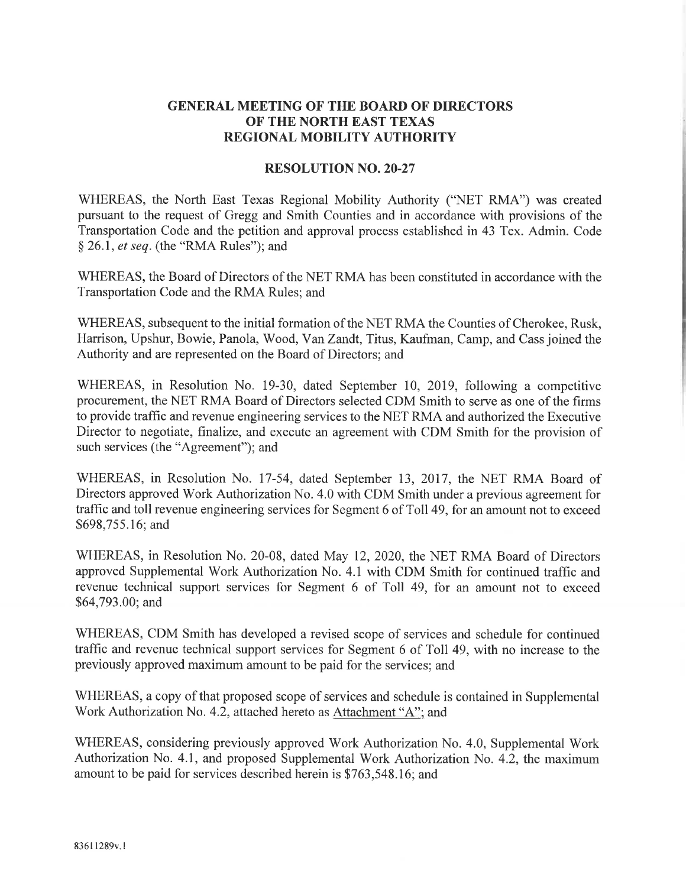## GENERAL MEETING OF THE BOARD OF DIRECTORS OF THE NORTH EAST TEXAS REGIONAL MOBILITY AUTHORITY

## RESOLUTION NO. 20-27

WHEREAS, the North East Texas Regional Mobility Authority ("NET RMA") was created pursuant to the request of Gregg and Smith Counties and in accordance with provisions of the Transportation Code and the petition and approval process established in 43 Tex. Admin. Code § 26.1, *et seq.* (the "RMA Rules"); and

WHEREAS, the Board of Directors of the NET RMA has been constituted in accordance with the Transportation Code and the RMA Rules; and

WHEREAS, subsequent to the initial formation of the NET RMA the Counties of Cherokee, Rusk, Harrison, Upshur, Bowie, Panola, Wood, Van Zandt, Titus, Kaufman, Camp, and Cass joined the Authority and are represented on the Board of Directors; and

WHEREAS, in Resolution No. 19-30, dated September 10, 2019, following a competitive procurement, the NET RMA Board of Directors selected CDM Smith to serve as one of the firms to provide traffic and revenue engineering services to the NET RMA and authorized the Executive Director to negotiate, finalize, and execute an agreement with CDM Smith for the provision of such services (the "Agreement"); and

WHEREAS, in Resolution No. 17-54, dated September 13, 2017, the NET RMA Board of Directors approved Work Authorization No. 4.0 with CDM Smith under a previous agreement for traffic and toll revenue engineering services for Segment 6 of Toll 49, for an amount not to exceed $698,755.16; and

WHEREAS, in Resolution No. 20-08, dated May 12, 2020, the NET RMA Board of Directors approved Supplemental Work Authorization No. 4.1 with CDM Smith for continued traffic and revenue technical support services for Segment 6 of Toll 49, for an amount not to exceed $64,793.00; and

WHEREAS, CDM Smith has developed a revised scope of services and schedule for continued traffic and revenue technical support services for Segment 6 of Toll 49, with no increase to the previously approved maximum amount to be paid for the services; and

WHEREAS, a copy of that proposed scope of services and schedule is contained in Supplemental Work Authorization No. 4.2, attached hereto as <u>Attachment "A"</u>; and

WHEREAS, considering previously approved Work Authorization No. 4.0, Supplemental Work Authorization No. 4.1, and proposed Supplemental Work Authorization No. 4.2, the maximum amount to be paid for services described herein is $763,548.16; and

83611289v.1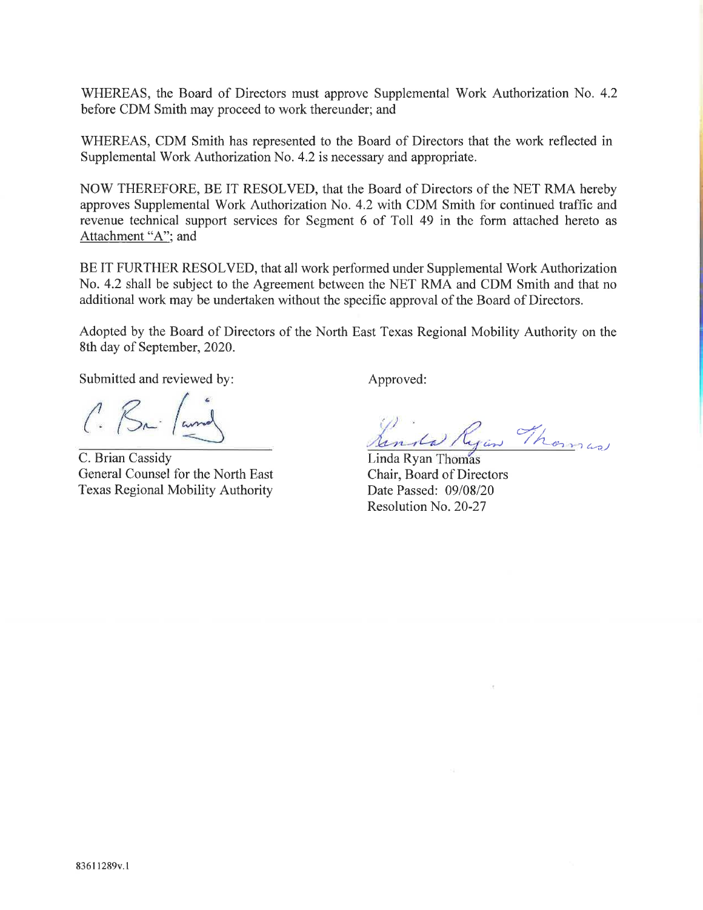WHEREAS, the Board of Directors must approve Supplemental Work Authorization No. 4.2 before CDM Smith may proceed to work thereunder; and

WHEREAS, CDM Smith has represented to the Board of Directors that the work reflected in Supplemental Work Authorization No. 4.2 is necessary and appropriate.

NOW THEREFORE, BE IT RESOLVED, that the Board of Directors of the NET RMA hereby approves Supplemental Work Authorization No. 4.2 with CDM Smith for continued traffic and revenue technical support services for Segment 6 of Toll 49 in the form attached hereto as Attachment "A"; and

BE IT FURTHER RESOLVED, that all work performed under Supplemental Work Authorization No. 4.2 shall be subject to the Agreement between the NET RMA and CDM Smith and that no additional work may be undertaken without the specific approval of the Board of Directors.

Adopted by the Board of Directors of the North East Texas Regional Mobility Authority on the 8th day of September, 2020.

Submitted and reviewed by:

C. Brian Cassidy
General Counsel for the North East Texas Regional Mobility Authority

Approved:

Linda Ryan Thomas
Chair, Board of Directors
Date Passed: 09/08/20
Resolution No. 20-27

83611289v.1